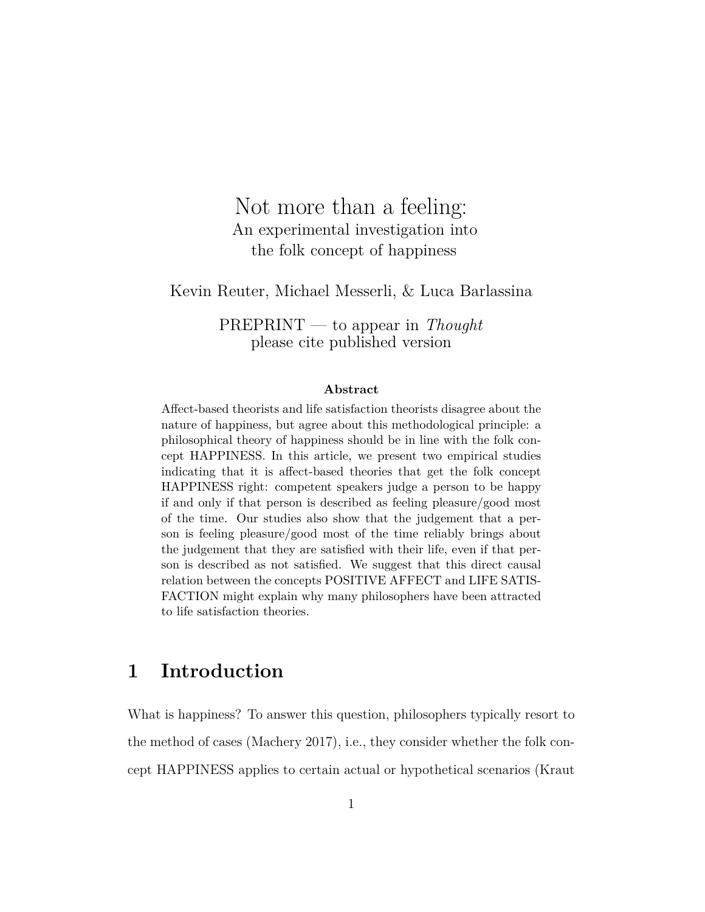# Not more than a feeling:

## An experimental investigation into the folk concept of happiness

Kevin Reuter, Michael Messerli, & Luca Barlassina

PREPRINT — to appear in *Thought*
please cite published version

**Abstract**

Affect-based theorists and life satisfaction theorists disagree about the nature of happiness, but agree about this methodological principle: a philosophical theory of happiness should be in line with the folk concept HAPPINESS. In this article, we present two empirical studies indicating that it is affect-based theories that get the folk concept HAPPINESS right: competent speakers judge a person to be happy if and only if that person is described as feeling pleasure/good most of the time. Our studies also show that the judgement that a person is feeling pleasure/good most of the time reliably brings about the judgement that they are satisfied with their life, even if that person is described as not satisfied. We suggest that this direct causal relation between the concepts POSITIVE AFFECT and LIFE SATISFACTION might explain why many philosophers have been attracted to life satisfaction theories.

## 1 Introduction

What is happiness? To answer this question, philosophers typically resort to the method of cases (Machery 2017), i.e., they consider whether the folk concept HAPPINESS applies to certain actual or hypothetical scenarios (Kraut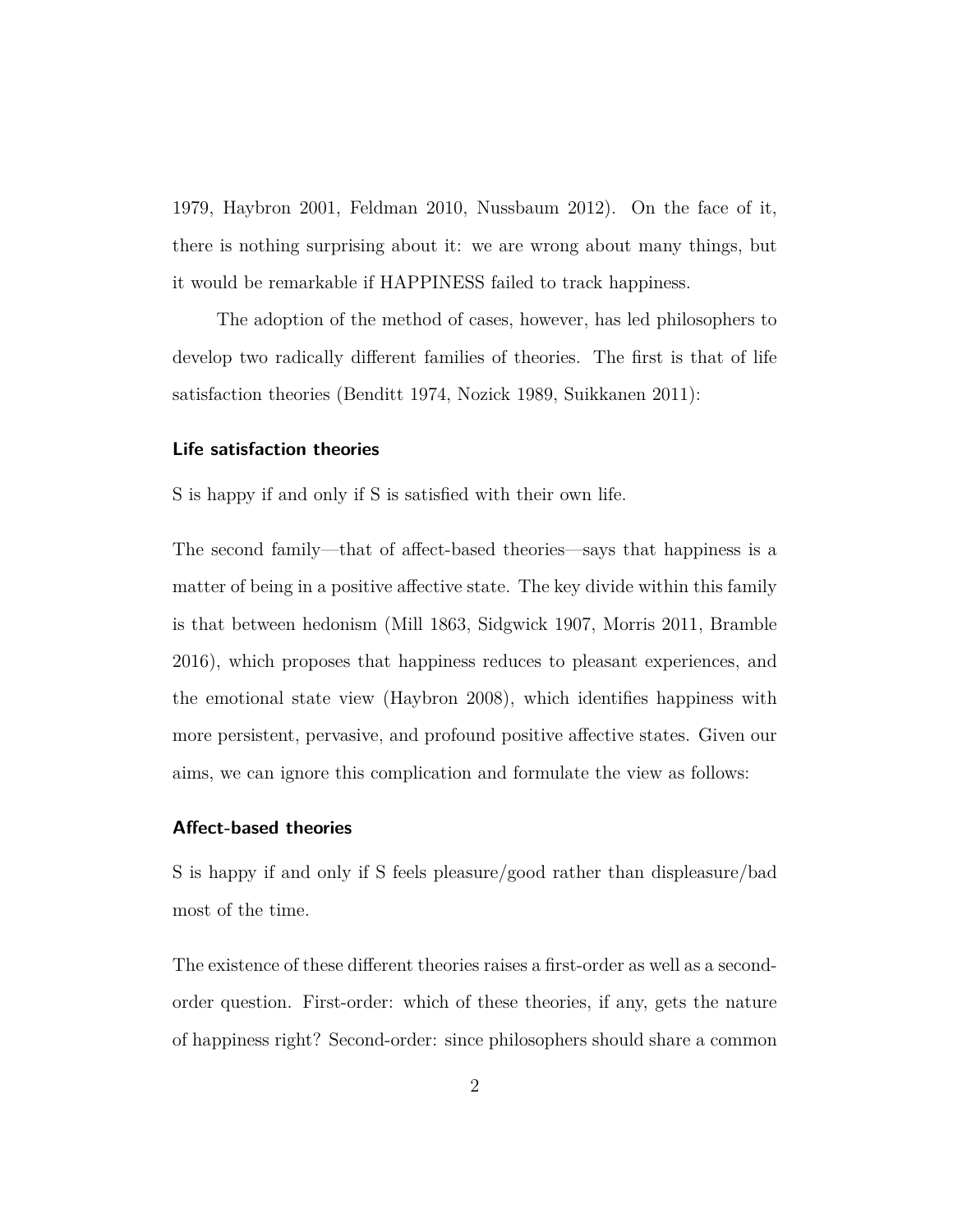1979, Haybron 2001, Feldman 2010, Nussbaum 2012). On the face of it, there is nothing surprising about it: we are wrong about many things, but it would be remarkable if HAPPINESS failed to track happiness.

The adoption of the method of cases, however, has led philosophers to develop two radically different families of theories. The first is that of life satisfaction theories (Benditt 1974, Nozick 1989, Suikkanen 2011):

#### Life satisfaction theories

S is happy if and only if S is satisfied with their own life.

The second family—that of affect-based theories—says that happiness is a matter of being in a positive affective state. The key divide within this family is that between hedonism (Mill 1863, Sidgwick 1907, Morris 2011, Bramble 2016), which proposes that happiness reduces to pleasant experiences, and the emotional state view (Haybron 2008), which identifies happiness with more persistent, pervasive, and profound positive affective states. Given our aims, we can ignore this complication and formulate the view as follows:

#### Affect-based theories

S is happy if and only if S feels pleasure/good rather than displeasure/bad most of the time.

The existence of these different theories raises a first-order as well as a second-order question. First-order: which of these theories, if any, gets the nature of happiness right? Second-order: since philosophers should share a common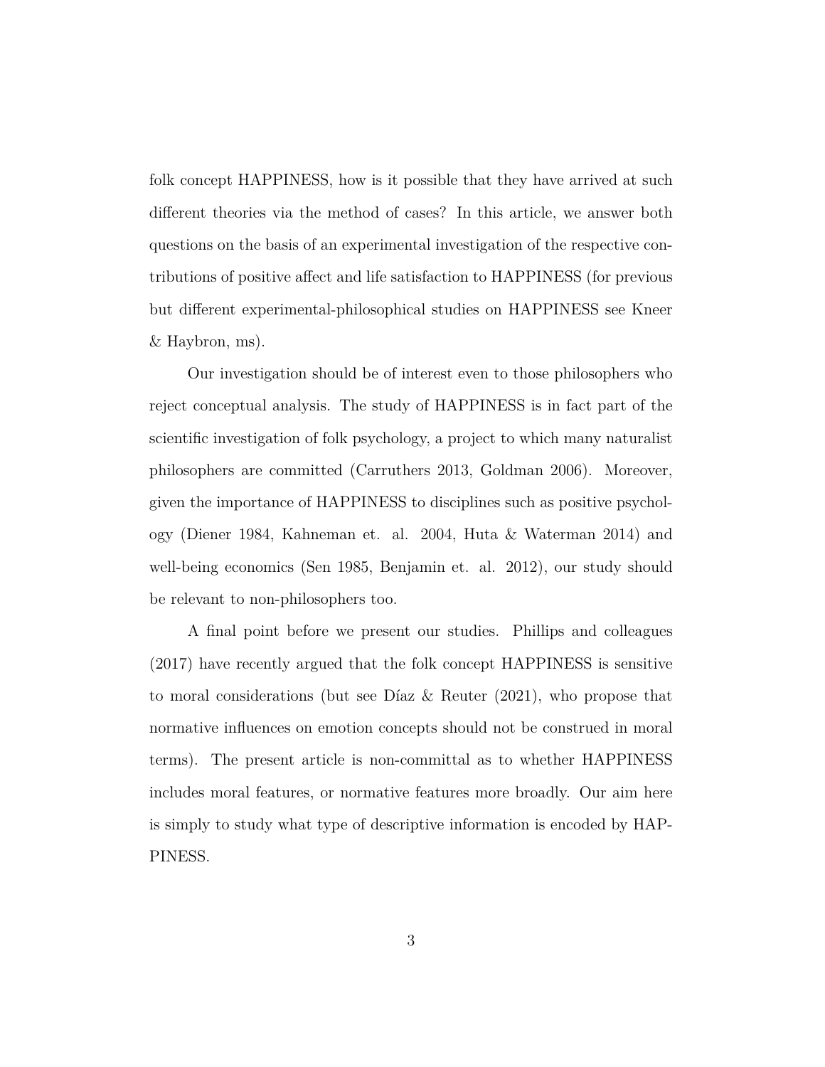folk concept HAPPINESS, how is it possible that they have arrived at such different theories via the method of cases? In this article, we answer both questions on the basis of an experimental investigation of the respective contributions of positive affect and life satisfaction to HAPPINESS (for previous but different experimental-philosophical studies on HAPPINESS see Kneer & Haybron, ms).

Our investigation should be of interest even to those philosophers who reject conceptual analysis. The study of HAPPINESS is in fact part of the scientific investigation of folk psychology, a project to which many naturalist philosophers are committed (Carruthers 2013, Goldman 2006). Moreover, given the importance of HAPPINESS to disciplines such as positive psychology (Diener 1984, Kahneman et. al. 2004, Huta & Waterman 2014) and well-being economics (Sen 1985, Benjamin et. al. 2012), our study should be relevant to non-philosophers too.

A final point before we present our studies. Phillips and colleagues (2017) have recently argued that the folk concept HAPPINESS is sensitive to moral considerations (but see Díaz & Reuter (2021), who propose that normative influences on emotion concepts should not be construed in moral terms). The present article is non-committal as to whether HAPPINESS includes moral features, or normative features more broadly. Our aim here is simply to study what type of descriptive information is encoded by HAPPINESS.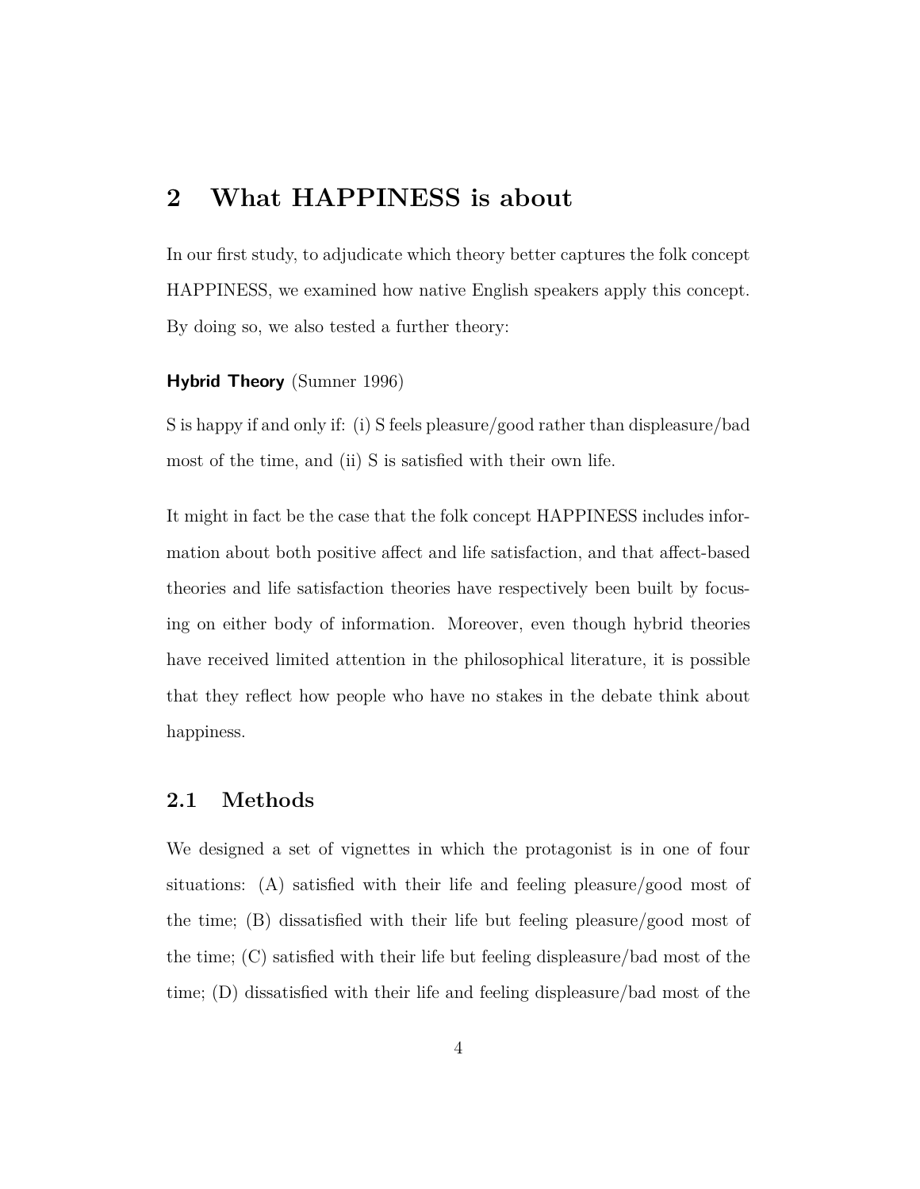## 2 What HAPPINESS is about

In our first study, to adjudicate which theory better captures the folk concept HAPPINESS, we examined how native English speakers apply this concept. By doing so, we also tested a further theory:

**Hybrid Theory** (Sumner 1996)

S is happy if and only if: (i) S feels pleasure/good rather than displeasure/bad most of the time, and (ii) S is satisfied with their own life.

It might in fact be the case that the folk concept HAPPINESS includes information about both positive affect and life satisfaction, and that affect-based theories and life satisfaction theories have respectively been built by focusing on either body of information. Moreover, even though hybrid theories have received limited attention in the philosophical literature, it is possible that they reflect how people who have no stakes in the debate think about happiness.

### 2.1 Methods

We designed a set of vignettes in which the protagonist is in one of four situations: (A) satisfied with their life and feeling pleasure/good most of the time; (B) dissatisfied with their life but feeling pleasure/good most of the time; (C) satisfied with their life but feeling displeasure/bad most of the time; (D) dissatisfied with their life and feeling displeasure/bad most of the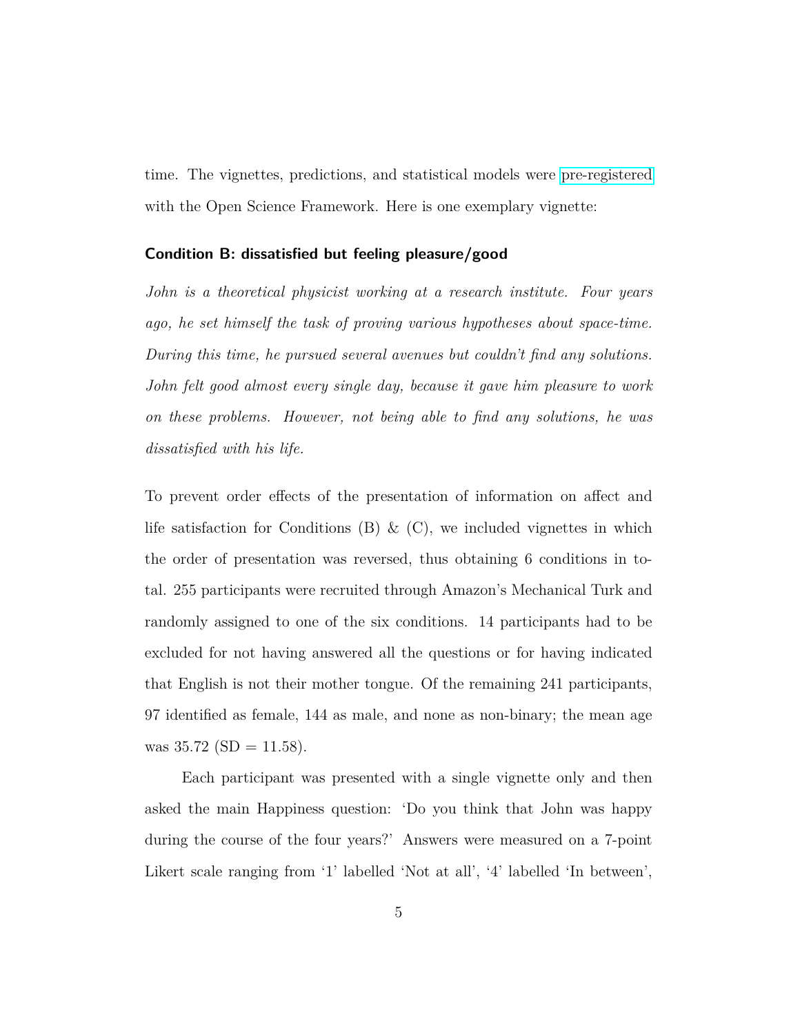time. The vignettes, predictions, and statistical models were pre-registered with the Open Science Framework. Here is one exemplary vignette:

**Condition B: dissatisfied but feeling pleasure/good**

*John is a theoretical physicist working at a research institute. Four years ago, he set himself the task of proving various hypotheses about space-time. During this time, he pursued several avenues but couldn't find any solutions. John felt good almost every single day, because it gave him pleasure to work on these problems. However, not being able to find any solutions, he was dissatisfied with his life.*

To prevent order effects of the presentation of information on affect and life satisfaction for Conditions (B) & (C), we included vignettes in which the order of presentation was reversed, thus obtaining 6 conditions in total. 255 participants were recruited through Amazon's Mechanical Turk and randomly assigned to one of the six conditions. 14 participants had to be excluded for not having answered all the questions or for having indicated that English is not their mother tongue. Of the remaining 241 participants, 97 identified as female, 144 as male, and none as non-binary; the mean age was 35.72 (SD = 11.58).

Each participant was presented with a single vignette only and then asked the main Happiness question: 'Do you think that John was happy during the course of the four years?' Answers were measured on a 7-point Likert scale ranging from '1' labelled 'Not at all', '4' labelled 'In between',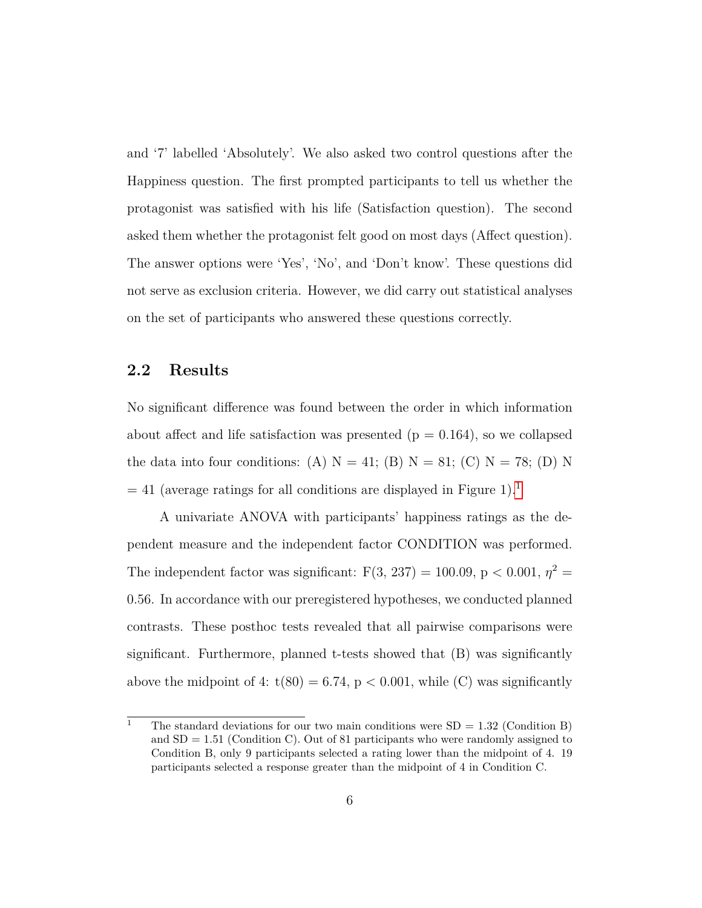and '7' labelled 'Absolutely'. We also asked two control questions after the Happiness question. The first prompted participants to tell us whether the protagonist was satisfied with his life (Satisfaction question). The second asked them whether the protagonist felt good on most days (Affect question). The answer options were 'Yes', 'No', and 'Don't know'. These questions did not serve as exclusion criteria. However, we did carry out statistical analyses on the set of participants who answered these questions correctly.

## 2.2 Results

No significant difference was found between the order in which information about affect and life satisfaction was presented ($p = 0.164$), so we collapsed the data into four conditions: (A) N = 41; (B) N = 81; (C) N = 78; (D) N = 41 (average ratings for all conditions are displayed in Figure 1).[1]

A univariate ANOVA with participants' happiness ratings as the dependent measure and the independent factor CONDITION was performed. The independent factor was significant: $F(3, 237) = 100.09$, $p < 0.001$, $\eta^2 = 0.56$. In accordance with our preregistered hypotheses, we conducted planned contrasts. These posthoc tests revealed that all pairwise comparisons were significant. Furthermore, planned t-tests showed that (B) was significantly above the midpoint of 4: $t(80) = 6.74$, $p < 0.001$, while (C) was significantly

---

[1] The standard deviations for our two main conditions were SD = 1.32 (Condition B) and SD = 1.51 (Condition C). Out of 81 participants who were randomly assigned to Condition B, only 9 participants selected a rating lower than the midpoint of 4. 19 participants selected a response greater than the midpoint of 4 in Condition C.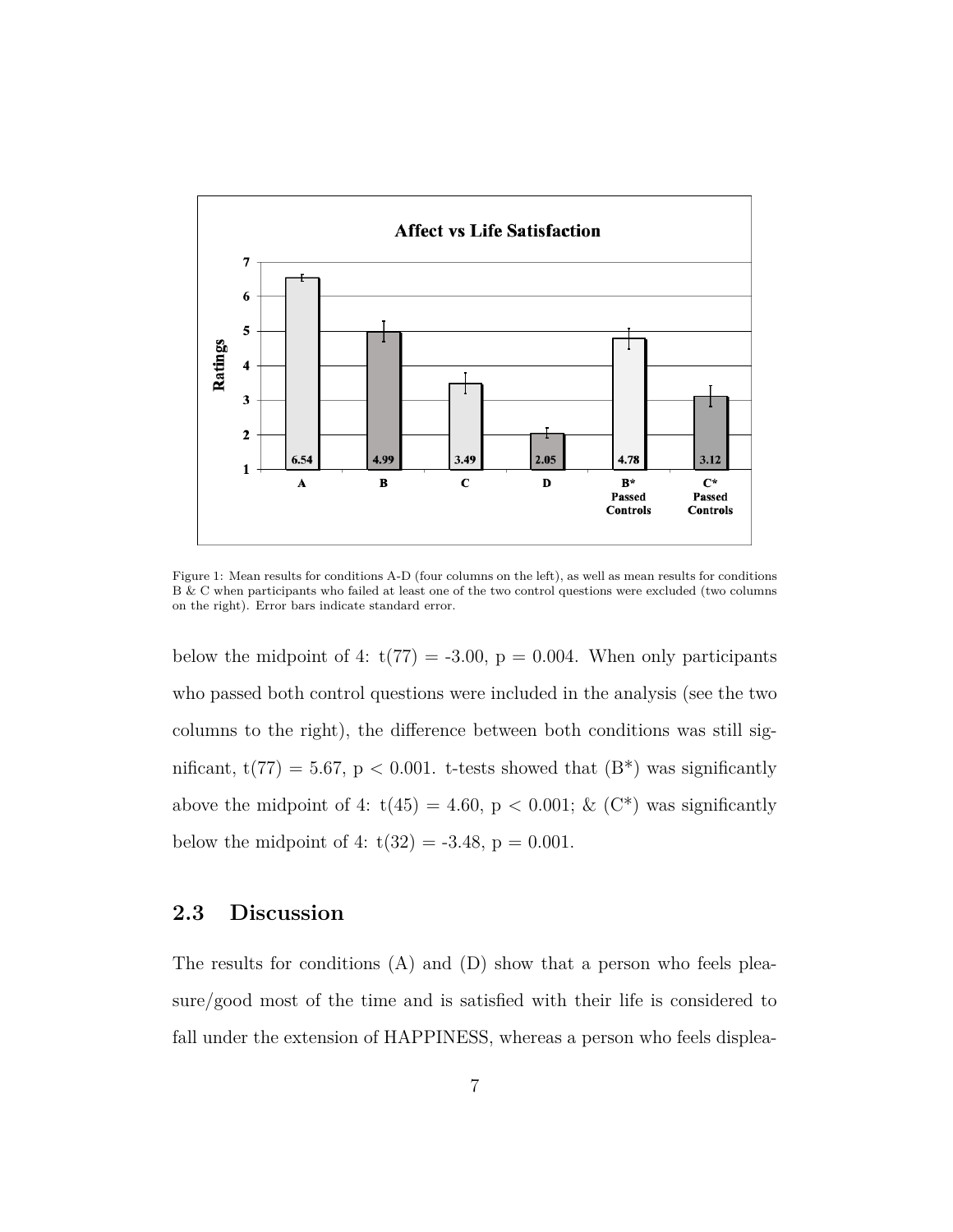Figure 1: Mean results for conditions A-D (four columns on the left), as well as mean results for conditions B & C when participants who failed at least one of the two control questions were excluded (two columns on the right). Error bars indicate standard error.

below the midpoint of 4: $t(77) = -3.00$, $p = 0.004$. When only participants who passed both control questions were included in the analysis (see the two columns to the right), the difference between both conditions was still significant, $t(77) = 5.67$, $p < 0.001$. t-tests showed that (B*) was significantly above the midpoint of 4: $t(45) = 4.60$, $p < 0.001$; & (C*) was significantly below the midpoint of 4: $t(32) = -3.48$, $p = 0.001$.

## 2.3 Discussion

The results for conditions (A) and (D) show that a person who feels pleasure/good most of the time and is satisfied with their life is considered to fall under the extension of HAPPINESS, whereas a person who feels displea-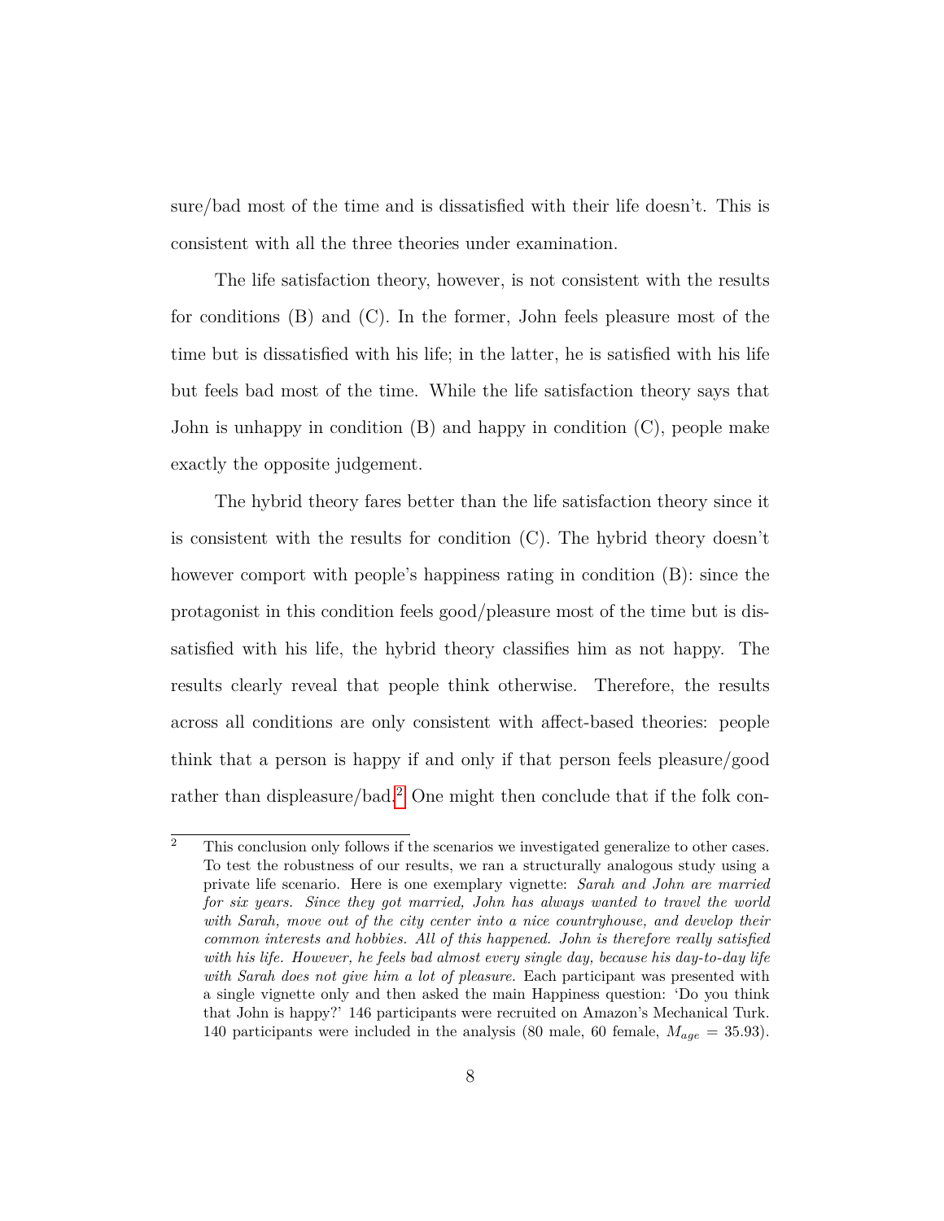sure/bad most of the time and is dissatisfied with their life doesn't. This is consistent with all the three theories under examination.

The life satisfaction theory, however, is not consistent with the results for conditions (B) and (C). In the former, John feels pleasure most of the time but is dissatisfied with his life; in the latter, he is satisfied with his life but feels bad most of the time. While the life satisfaction theory says that John is unhappy in condition (B) and happy in condition (C), people make exactly the opposite judgement.

The hybrid theory fares better than the life satisfaction theory since it is consistent with the results for condition (C). The hybrid theory doesn't however comport with people's happiness rating in condition (B): since the protagonist in this condition feels good/pleasure most of the time but is dissatisfied with his life, the hybrid theory classifies him as not happy. The results clearly reveal that people think otherwise. Therefore, the results across all conditions are only consistent with affect-based theories: people think that a person is happy if and only if that person feels pleasure/good rather than displeasure/bad.[2] One might then conclude that if the folk con-

[2] This conclusion only follows if the scenarios we investigated generalize to other cases. To test the robustness of our results, we ran a structurally analogous study using a private life scenario. Here is one exemplary vignette: *Sarah and John are married for six years. Since they got married, John has always wanted to travel the world with Sarah, move out of the city center into a nice countryhouse, and develop their common interests and hobbies. All of this happened. John is therefore really satisfied with his life. However, he feels bad almost every single day, because his day-to-day life with Sarah does not give him a lot of pleasure.* Each participant was presented with a single vignette only and then asked the main Happiness question: 'Do you think that John is happy?' 146 participants were recruited on Amazon's Mechanical Turk. 140 participants were included in the analysis (80 male, 60 female, $M_{age}$ = 35.93).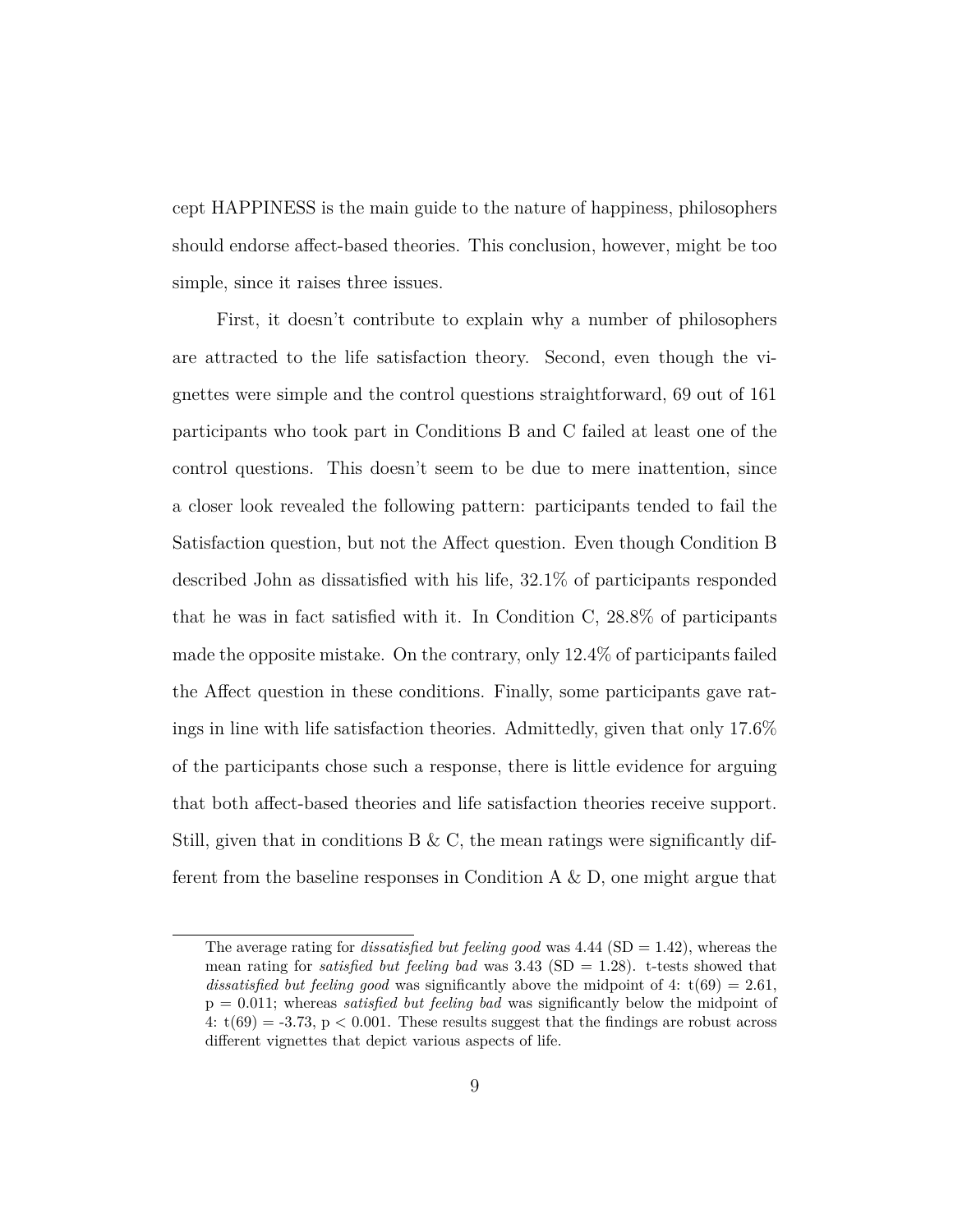cept HAPPINESS is the main guide to the nature of happiness, philosophers should endorse affect-based theories. This conclusion, however, might be too simple, since it raises three issues.

First, it doesn't contribute to explain why a number of philosophers are attracted to the life satisfaction theory. Second, even though the vignettes were simple and the control questions straightforward, 69 out of 161 participants who took part in Conditions B and C failed at least one of the control questions. This doesn't seem to be due to mere inattention, since a closer look revealed the following pattern: participants tended to fail the Satisfaction question, but not the Affect question. Even though Condition B described John as dissatisfied with his life, 32.1% of participants responded that he was in fact satisfied with it. In Condition C, 28.8% of participants made the opposite mistake. On the contrary, only 12.4% of participants failed the Affect question in these conditions. Finally, some participants gave ratings in line with life satisfaction theories. Admittedly, given that only 17.6% of the participants chose such a response, there is little evidence for arguing that both affect-based theories and life satisfaction theories receive support. Still, given that in conditions B & C, the mean ratings were significantly different from the baseline responses in Condition A & D, one might argue that

---

The average rating for *dissatisfied but feeling good* was 4.44 (SD = 1.42), whereas the mean rating for *satisfied but feeling bad* was 3.43 (SD = 1.28). t-tests showed that *dissatisfied but feeling good* was significantly above the midpoint of 4: $t(69) = 2.61$, $p = 0.011$; whereas *satisfied but feeling bad* was significantly below the midpoint of 4: $t(69) = -3.73$, $p < 0.001$. These results suggest that the findings are robust across different vignettes that depict various aspects of life.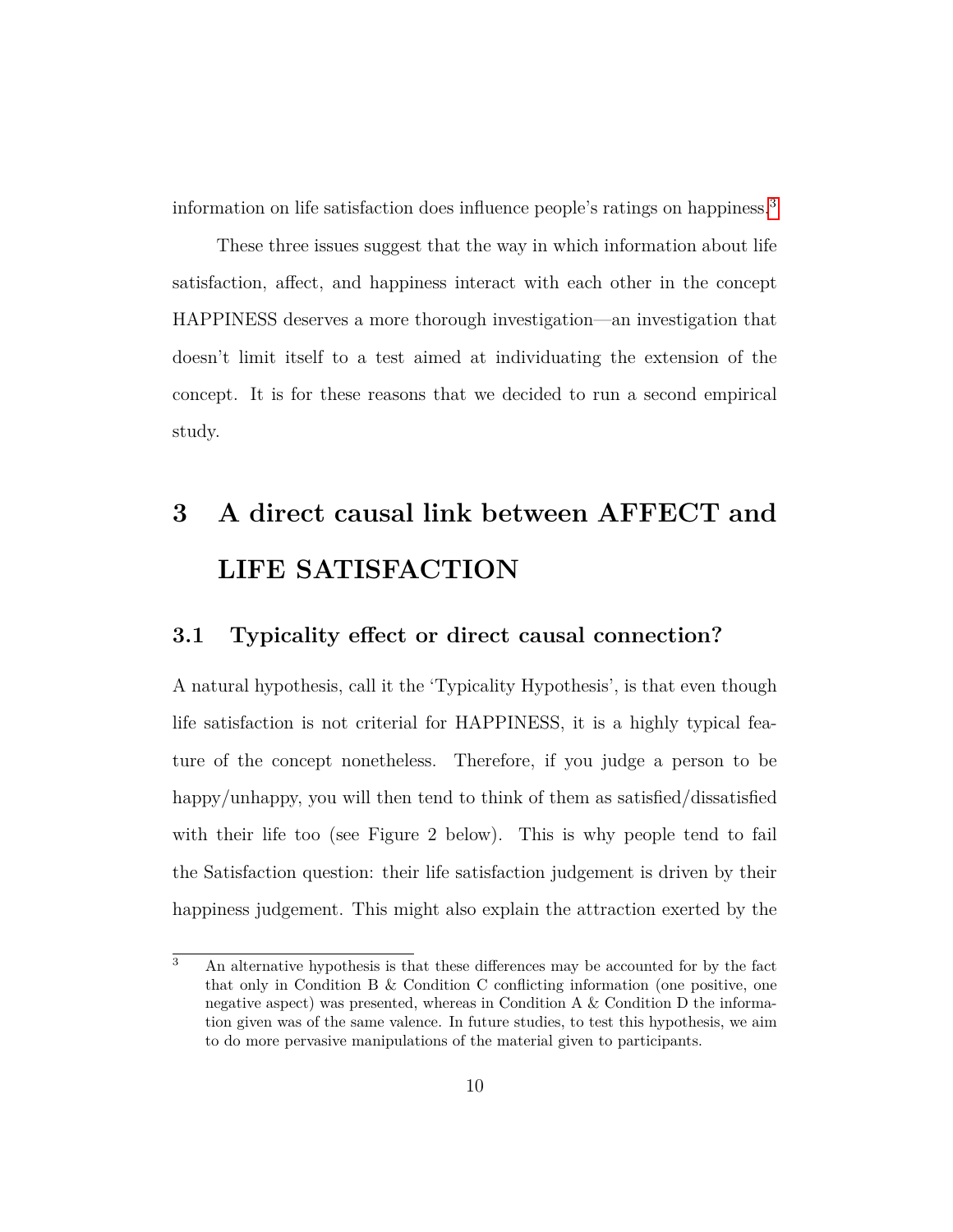information on life satisfaction does influence people's ratings on happiness.[3]

These three issues suggest that the way in which information about life satisfaction, affect, and happiness interact with each other in the concept HAPPINESS deserves a more thorough investigation—an investigation that doesn't limit itself to a test aimed at individuating the extension of the concept. It is for these reasons that we decided to run a second empirical study.

# 3 A direct causal link between AFFECT and LIFE SATISFACTION

## 3.1 Typicality effect or direct causal connection?

A natural hypothesis, call it the 'Typicality Hypothesis', is that even though life satisfaction is not criterial for HAPPINESS, it is a highly typical feature of the concept nonetheless. Therefore, if you judge a person to be happy/unhappy, you will then tend to think of them as satisfied/dissatisfied with their life too (see Figure 2 below). This is why people tend to fail the Satisfaction question: their life satisfaction judgement is driven by their happiness judgement. This might also explain the attraction exerted by the

[3] An alternative hypothesis is that these differences may be accounted for by the fact that only in Condition B & Condition C conflicting information (one positive, one negative aspect) was presented, whereas in Condition A & Condition D the information given was of the same valence. In future studies, to test this hypothesis, we aim to do more pervasive manipulations of the material given to participants.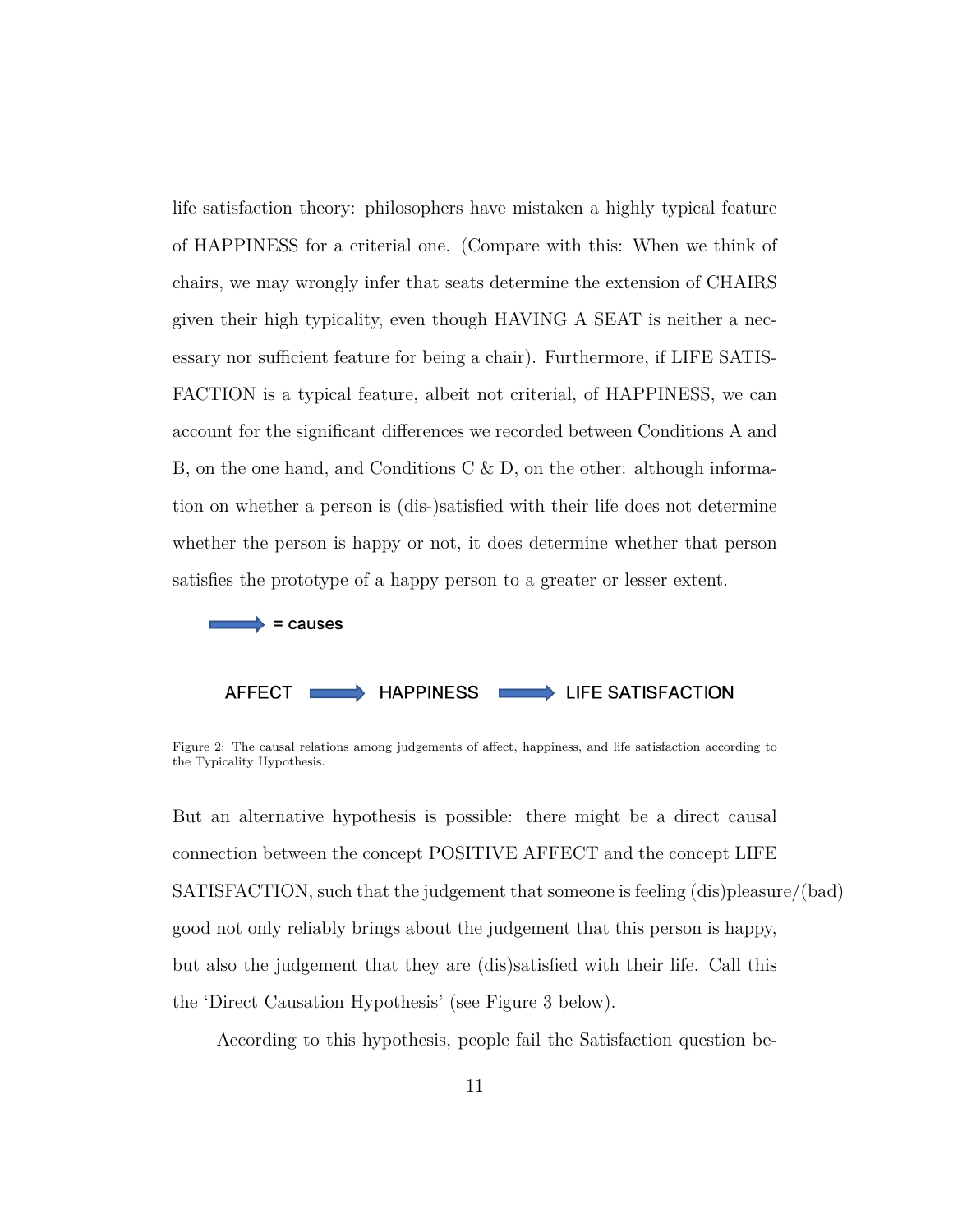life satisfaction theory: philosophers have mistaken a highly typical feature of HAPPINESS for a criterial one. (Compare with this: When we think of chairs, we may wrongly infer that seats determine the extension of CHAIRS given their high typicality, even though HAVING A SEAT is neither a necessary nor sufficient feature for being a chair). Furthermore, if LIFE SATISFACTION is a typical feature, albeit not criterial, of HAPPINESS, we can account for the significant differences we recorded between Conditions A and B, on the one hand, and Conditions C & D, on the other: although information on whether a person is (dis-)satisfied with their life does not determine whether the person is happy or not, it does determine whether that person satisfies the prototype of a happy person to a greater or lesser extent.

→ = causes

AFFECT → HAPPINESS → LIFE SATISFACTION

Figure 2: The causal relations among judgements of affect, happiness, and life satisfaction according to the Typicality Hypothesis.

But an alternative hypothesis is possible: there might be a direct causal connection between the concept POSITIVE AFFECT and the concept LIFE SATISFACTION, such that the judgement that someone is feeling (dis)pleasure/(bad) good not only reliably brings about the judgement that this person is happy, but also the judgement that they are (dis)satisfied with their life. Call this the 'Direct Causation Hypothesis' (see Figure 3 below).

According to this hypothesis, people fail the Satisfaction question be-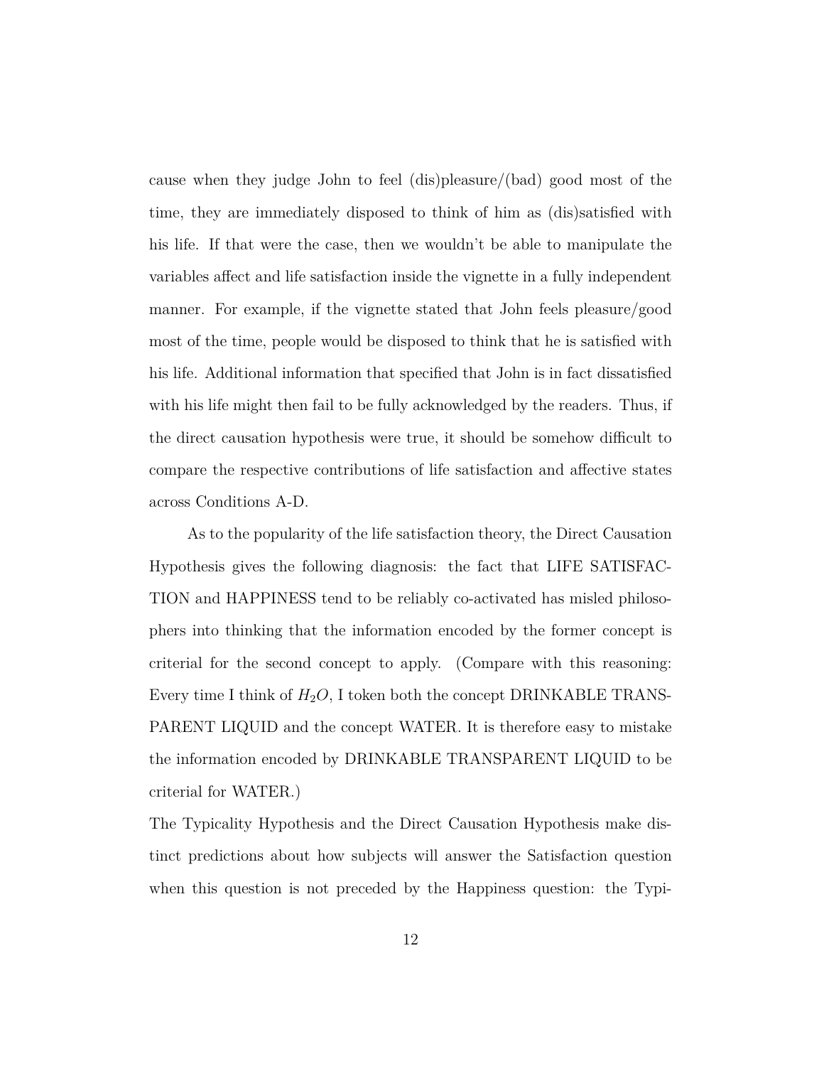cause when they judge John to feel (dis)pleasure/(bad) good most of the time, they are immediately disposed to think of him as (dis)satisfied with his life. If that were the case, then we wouldn't be able to manipulate the variables affect and life satisfaction inside the vignette in a fully independent manner. For example, if the vignette stated that John feels pleasure/good most of the time, people would be disposed to think that he is satisfied with his life. Additional information that specified that John is in fact dissatisfied with his life might then fail to be fully acknowledged by the readers. Thus, if the direct causation hypothesis were true, it should be somehow difficult to compare the respective contributions of life satisfaction and affective states across Conditions A-D.

As to the popularity of the life satisfaction theory, the Direct Causation Hypothesis gives the following diagnosis: the fact that LIFE SATISFACTION and HAPPINESS tend to be reliably co-activated has misled philosophers into thinking that the information encoded by the former concept is criterial for the second concept to apply. (Compare with this reasoning: Every time I think of $H_2O$, I token both the concept DRINKABLE TRANSPARENT LIQUID and the concept WATER. It is therefore easy to mistake the information encoded by DRINKABLE TRANSPARENT LIQUID to be criterial for WATER.)

The Typicality Hypothesis and the Direct Causation Hypothesis make distinct predictions about how subjects will answer the Satisfaction question when this question is not preceded by the Happiness question: the Typi-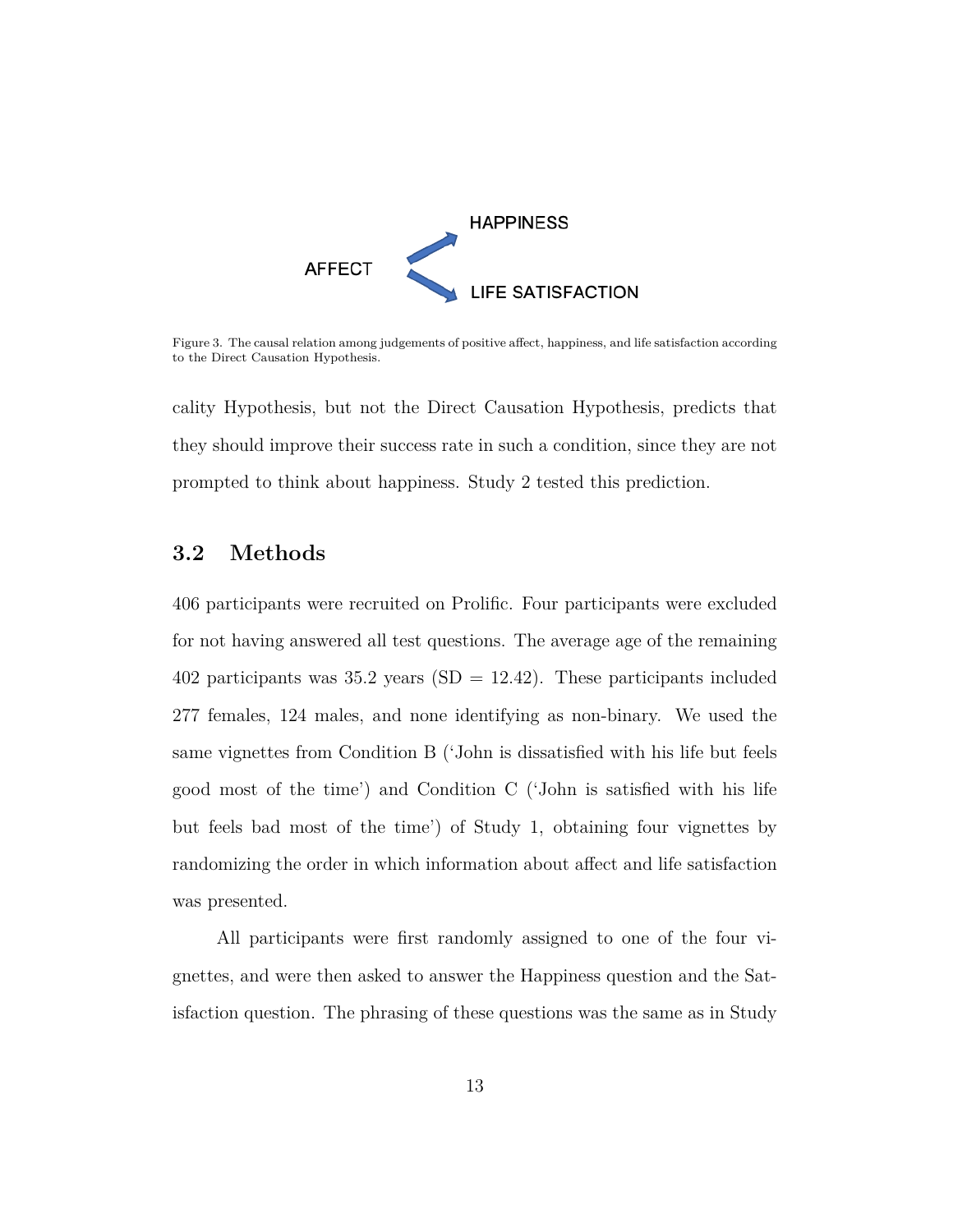HAPPINESS

AFFECT

LIFE SATISFACTION

Figure 3. The causal relation among judgements of positive affect, happiness, and life satisfaction according to the Direct Causation Hypothesis.

cality Hypothesis, but not the Direct Causation Hypothesis, predicts that they should improve their success rate in such a condition, since they are not prompted to think about happiness. Study 2 tested this prediction.

## 3.2 Methods

406 participants were recruited on Prolific. Four participants were excluded for not having answered all test questions. The average age of the remaining 402 participants was 35.2 years (SD = 12.42). These participants included 277 females, 124 males, and none identifying as non-binary. We used the same vignettes from Condition B ('John is dissatisfied with his life but feels good most of the time') and Condition C ('John is satisfied with his life but feels bad most of the time') of Study 1, obtaining four vignettes by randomizing the order in which information about affect and life satisfaction was presented.

All participants were first randomly assigned to one of the four vignettes, and were then asked to answer the Happiness question and the Satisfaction question. The phrasing of these questions was the same as in Study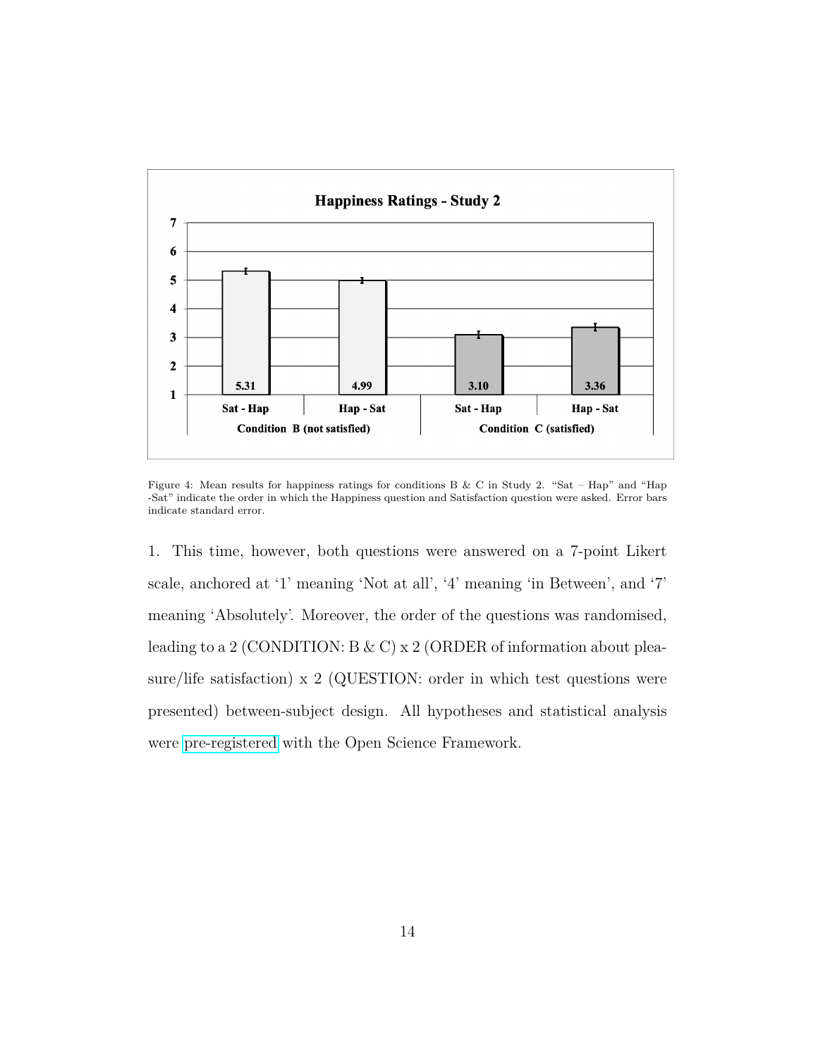Figure 4: Mean results for happiness ratings for conditions B & C in Study 2. “Sat – Hap” and “Hap -Sat” indicate the order in which the Happiness question and Satisfaction question were asked. Error bars indicate standard error.

1. This time, however, both questions were answered on a 7-point Likert scale, anchored at ‘1’ meaning ‘Not at all’, ‘4’ meaning ‘in Between’, and ‘7’ meaning ‘Absolutely’. Moreover, the order of the questions was randomised, leading to a 2 (CONDITION: B & C) x 2 (ORDER of information about pleasure/life satisfaction) x 2 (QUESTION: order in which test questions were presented) between-subject design. All hypotheses and statistical analysis were pre-registered with the Open Science Framework.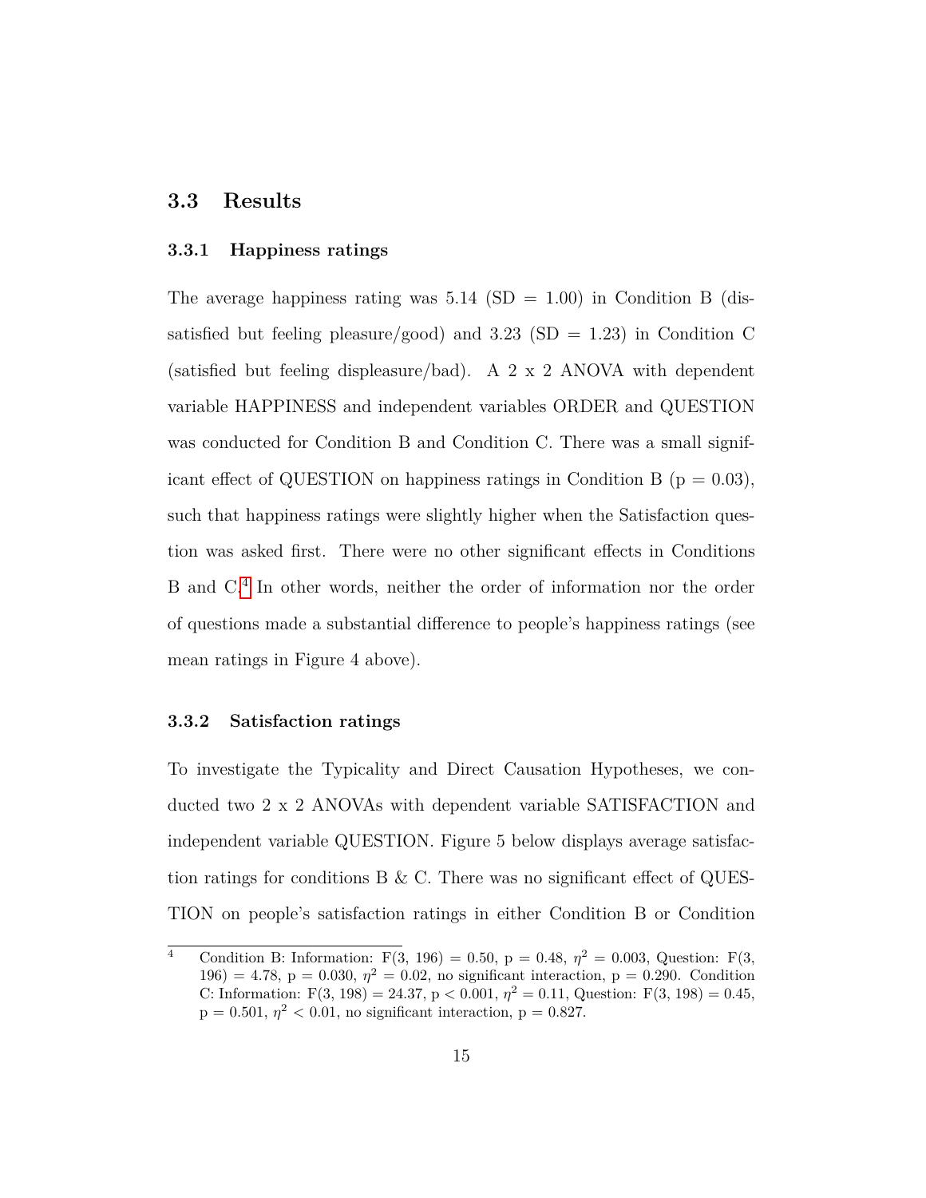## 3.3 Results

### 3.3.1 Happiness ratings

The average happiness rating was 5.14 (SD = 1.00) in Condition B (dissatisfied but feeling pleasure/good) and 3.23 (SD = 1.23) in Condition C (satisfied but feeling displeasure/bad). A 2 x 2 ANOVA with dependent variable HAPPINESS and independent variables ORDER and QUESTION was conducted for Condition B and Condition C. There was a small significant effect of QUESTION on happiness ratings in Condition B ($p = 0.03$), such that happiness ratings were slightly higher when the Satisfaction question was asked first. There were no other significant effects in Conditions B and C.[4] In other words, neither the order of information nor the order of questions made a substantial difference to people's happiness ratings (see mean ratings in Figure 4 above).

### 3.3.2 Satisfaction ratings

To investigate the Typicality and Direct Causation Hypotheses, we conducted two 2 x 2 ANOVAs with dependent variable SATISFACTION and independent variable QUESTION. Figure 5 below displays average satisfaction ratings for conditions B & C. There was no significant effect of QUESTION on people's satisfaction ratings in either Condition B or Condition

[4] Condition B: Information: $F(3, 196) = 0.50$, $p = 0.48$, $\eta^2 = 0.003$, Question: $F(3, 196) = 4.78$, $p = 0.030$, $\eta^2 = 0.02$, no significant interaction, $p = 0.290$. Condition C: Information: $F(3, 198) = 24.37$, $p < 0.001$, $\eta^2 = 0.11$, Question: $F(3, 198) = 0.45$, $p = 0.501$, $\eta^2 < 0.01$, no significant interaction, $p = 0.827$.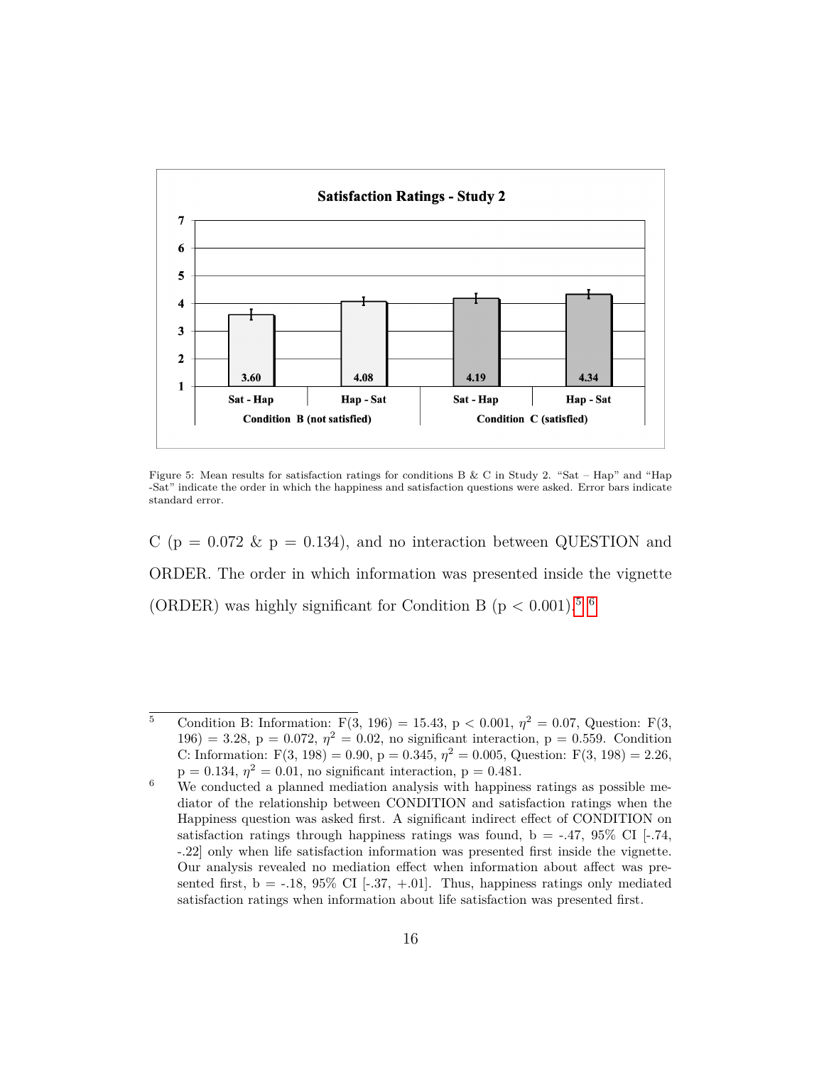Figure 5: Mean results for satisfaction ratings for conditions B & C in Study 2. "Sat – Hap" and "Hap -Sat" indicate the order in which the happiness and satisfaction questions were asked. Error bars indicate standard error.

C (p = 0.072 & p = 0.134), and no interaction between QUESTION and ORDER. The order in which information was presented inside the vignette (ORDER) was highly significant for Condition B ($p < 0.001$).[5] [6]

---

[5] Condition B: Information: $F(3, 196) = 15.43$, $p < 0.001$, $\eta^2 = 0.07$, Question: $F(3, 196) = 3.28$, $p = 0.072$, $\eta^2 = 0.02$, no significant interaction, $p = 0.559$. Condition C: Information: $F(3, 198) = 0.90$, $p = 0.345$, $\eta^2 = 0.005$, Question: $F(3, 198) = 2.26$, $p = 0.134$, $\eta^2 = 0.01$, no significant interaction, $p = 0.481$.

[6] We conducted a planned mediation analysis with happiness ratings as possible mediator of the relationship between CONDITION and satisfaction ratings when the Happiness question was asked first. A significant indirect effect of CONDITION on satisfaction ratings through happiness ratings was found, b = -.47, 95% CI [-.74, -.22] only when life satisfaction information was presented first inside the vignette. Our analysis revealed no mediation effect when information about affect was presented first, b = -.18, 95% CI [-.37, +.01]. Thus, happiness ratings only mediated satisfaction ratings when information about life satisfaction was presented first.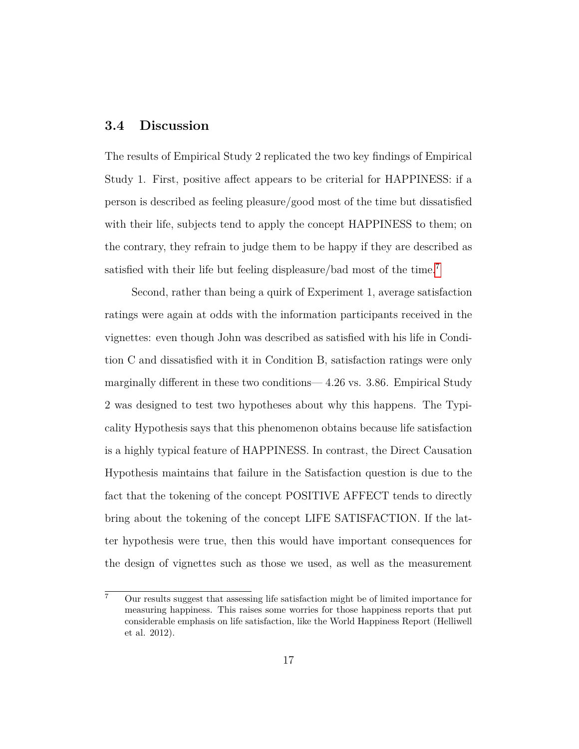## 3.4 Discussion

The results of Empirical Study 2 replicated the two key findings of Empirical Study 1. First, positive affect appears to be criterial for HAPPINESS: if a person is described as feeling pleasure/good most of the time but dissatisfied with their life, subjects tend to apply the concept HAPPINESS to them; on the contrary, they refrain to judge them to be happy if they are described as satisfied with their life but feeling displeasure/bad most of the time.[7]

Second, rather than being a quirk of Experiment 1, average satisfaction ratings were again at odds with the information participants received in the vignettes: even though John was described as satisfied with his life in Condition C and dissatisfied with it in Condition B, satisfaction ratings were only marginally different in these two conditions— 4.26 vs. 3.86. Empirical Study 2 was designed to test two hypotheses about why this happens. The Typicality Hypothesis says that this phenomenon obtains because life satisfaction is a highly typical feature of HAPPINESS. In contrast, the Direct Causation Hypothesis maintains that failure in the Satisfaction question is due to the fact that the tokening of the concept POSITIVE AFFECT tends to directly bring about the tokening of the concept LIFE SATISFACTION. If the latter hypothesis were true, then this would have important consequences for the design of vignettes such as those we used, as well as the measurement

[7] Our results suggest that assessing life satisfaction might be of limited importance for measuring happiness. This raises some worries for those happiness reports that put considerable emphasis on life satisfaction, like the World Happiness Report (Helliwell et al. 2012).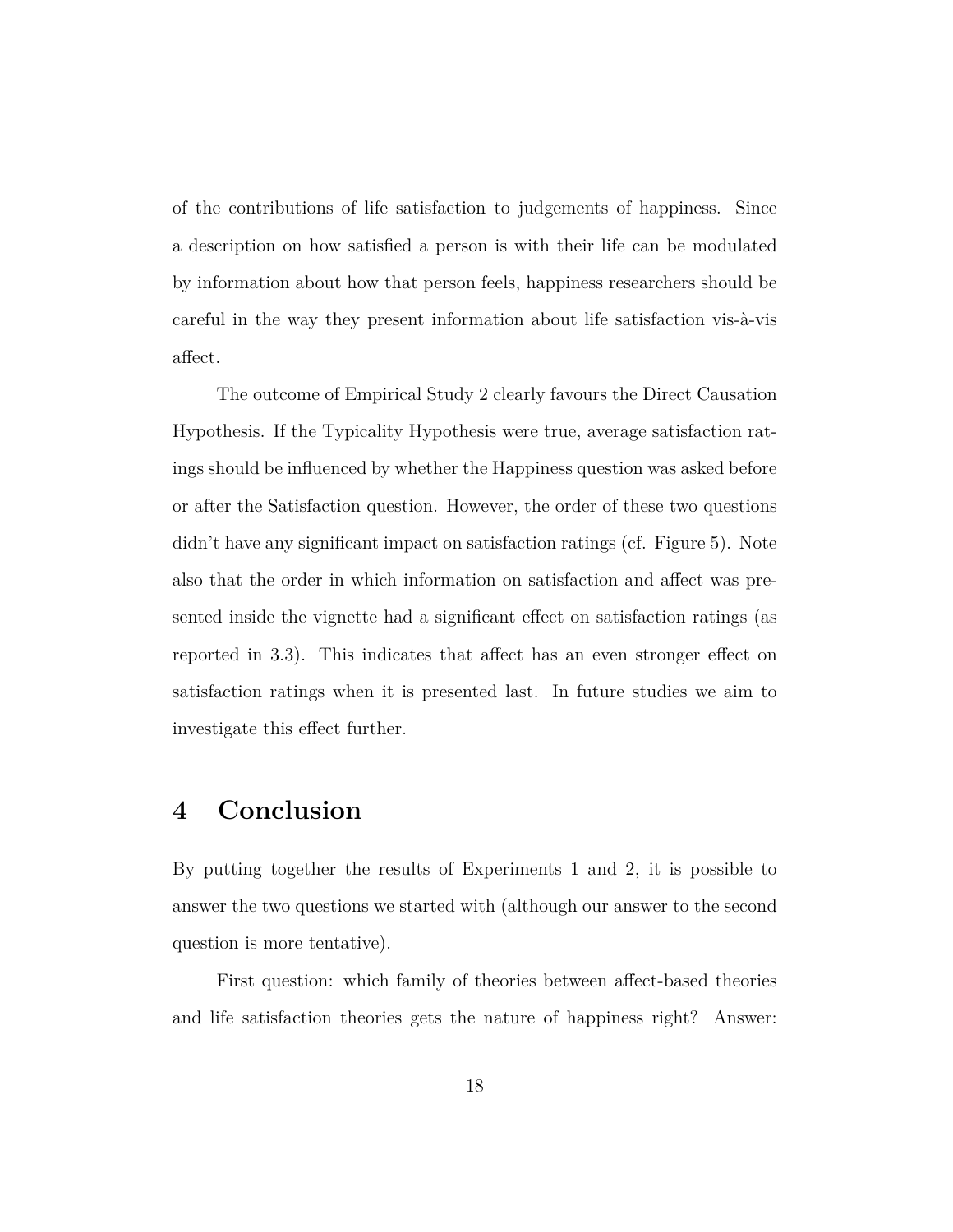of the contributions of life satisfaction to judgements of happiness. Since a description on how satisfied a person is with their life can be modulated by information about how that person feels, happiness researchers should be careful in the way they present information about life satisfaction vis-à-vis affect.

The outcome of Empirical Study 2 clearly favours the Direct Causation Hypothesis. If the Typicality Hypothesis were true, average satisfaction ratings should be influenced by whether the Happiness question was asked before or after the Satisfaction question. However, the order of these two questions didn't have any significant impact on satisfaction ratings (cf. Figure 5). Note also that the order in which information on satisfaction and affect was presented inside the vignette had a significant effect on satisfaction ratings (as reported in 3.3). This indicates that affect has an even stronger effect on satisfaction ratings when it is presented last. In future studies we aim to investigate this effect further.

# 4 Conclusion

By putting together the results of Experiments 1 and 2, it is possible to answer the two questions we started with (although our answer to the second question is more tentative).

First question: which family of theories between affect-based theories and life satisfaction theories gets the nature of happiness right? Answer: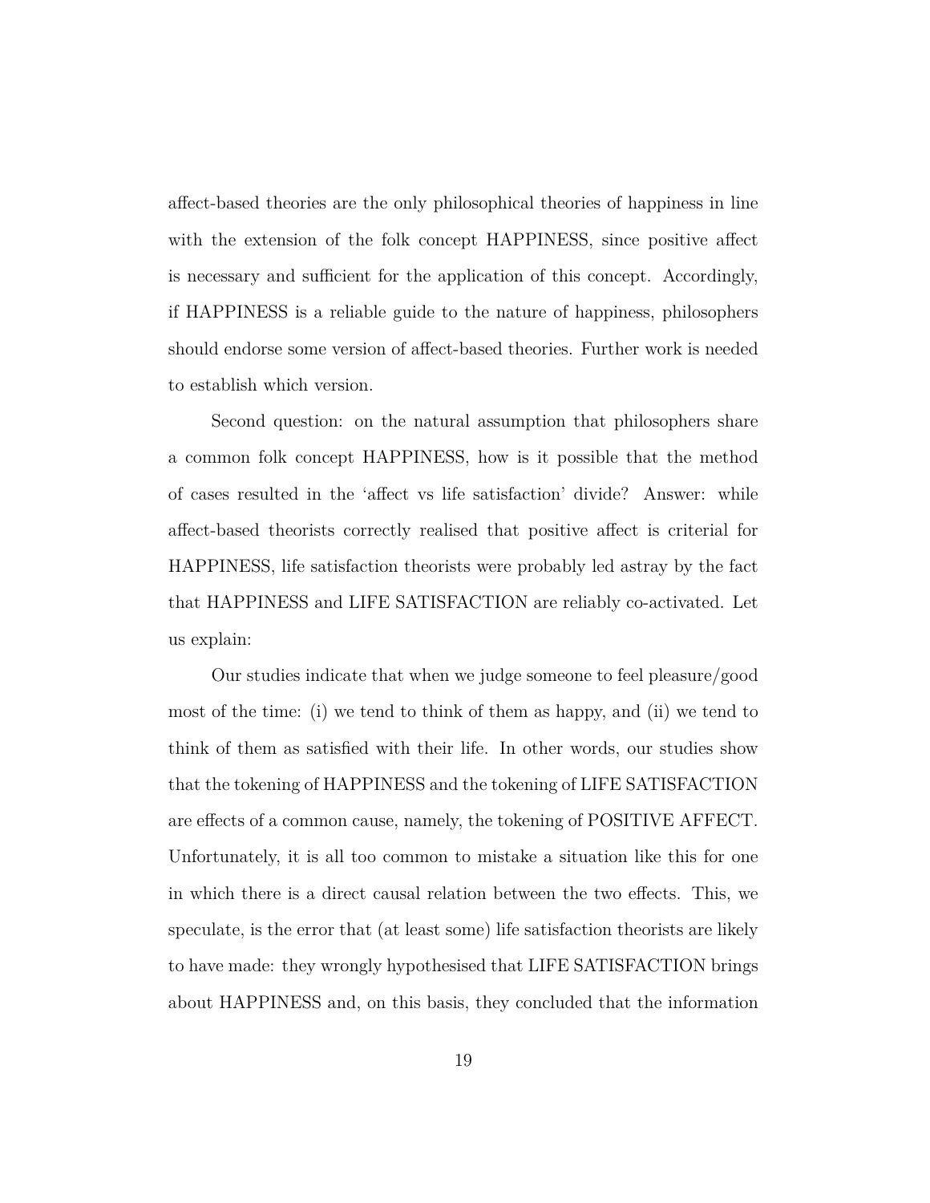affect-based theories are the only philosophical theories of happiness in line with the extension of the folk concept HAPPINESS, since positive affect is necessary and sufficient for the application of this concept. Accordingly, if HAPPINESS is a reliable guide to the nature of happiness, philosophers should endorse some version of affect-based theories. Further work is needed to establish which version.

Second question: on the natural assumption that philosophers share a common folk concept HAPPINESS, how is it possible that the method of cases resulted in the 'affect vs life satisfaction' divide? Answer: while affect-based theorists correctly realised that positive affect is criterial for HAPPINESS, life satisfaction theorists were probably led astray by the fact that HAPPINESS and LIFE SATISFACTION are reliably co-activated. Let us explain:

Our studies indicate that when we judge someone to feel pleasure/good most of the time: (i) we tend to think of them as happy, and (ii) we tend to think of them as satisfied with their life. In other words, our studies show that the tokening of HAPPINESS and the tokening of LIFE SATISFACTION are effects of a common cause, namely, the tokening of POSITIVE AFFECT. Unfortunately, it is all too common to mistake a situation like this for one in which there is a direct causal relation between the two effects. This, we speculate, is the error that (at least some) life satisfaction theorists are likely to have made: they wrongly hypothesised that LIFE SATISFACTION brings about HAPPINESS and, on this basis, they concluded that the information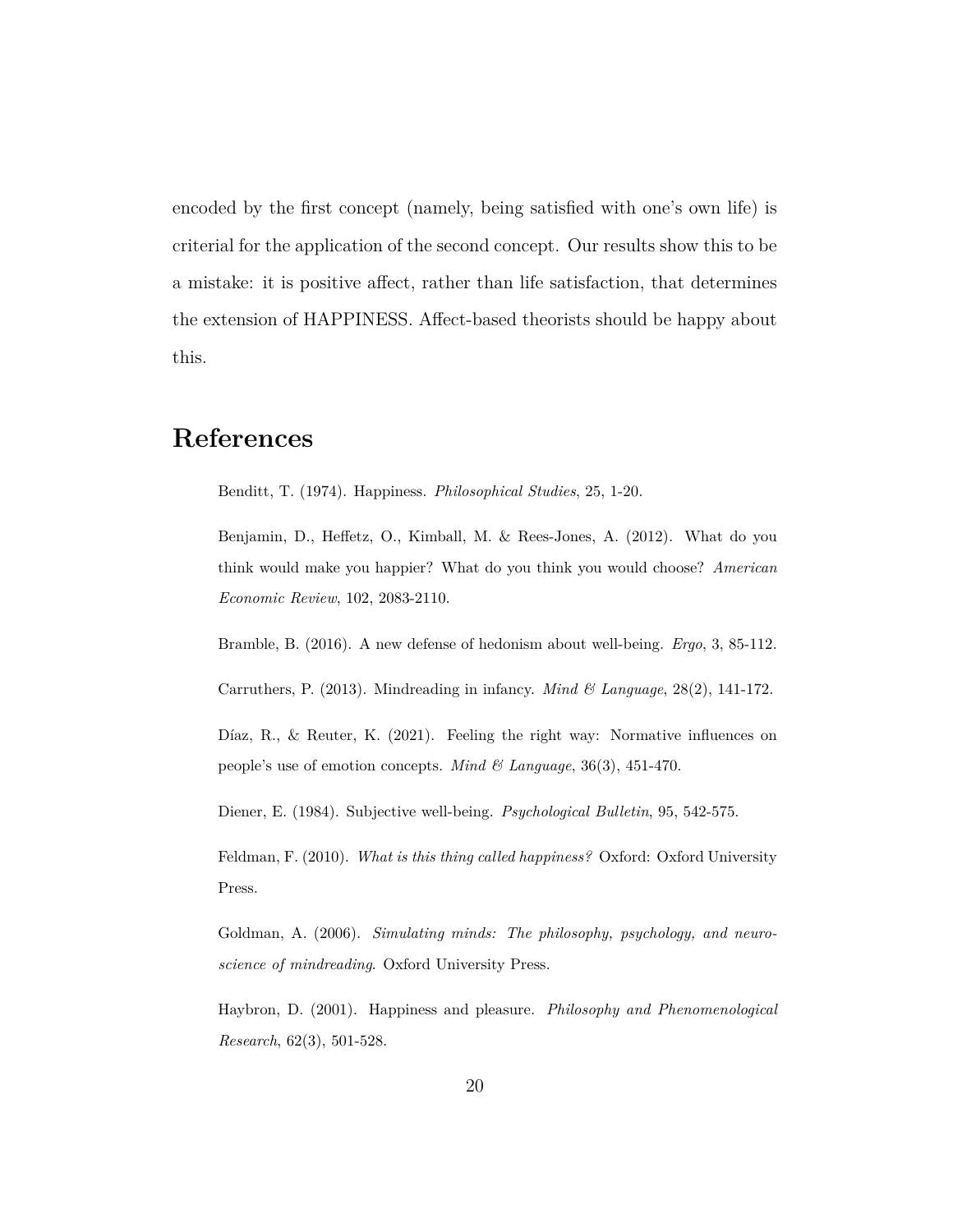encoded by the first concept (namely, being satisfied with one's own life) is criterial for the application of the second concept. Our results show this to be a mistake: it is positive affect, rather than life satisfaction, that determines the extension of HAPPINESS. Affect-based theorists should be happy about this.

# References

Benditt, T. (1974). Happiness. *Philosophical Studies*, 25, 1-20.

Benjamin, D., Heffetz, O., Kimball, M. & Rees-Jones, A. (2012). What do you think would make you happier? What do you think you would choose? *American Economic Review*, 102, 2083-2110.

Bramble, B. (2016). A new defense of hedonism about well-being. *Ergo*, 3, 85-112.

Carruthers, P. (2013). Mindreading in infancy. *Mind & Language*, 28(2), 141-172.

Díaz, R., & Reuter, K. (2021). Feeling the right way: Normative influences on people's use of emotion concepts. *Mind & Language*, 36(3), 451-470.

Diener, E. (1984). Subjective well-being. *Psychological Bulletin*, 95, 542-575.

Feldman, F. (2010). *What is this thing called happiness?* Oxford: Oxford University Press.

Goldman, A. (2006). *Simulating minds: The philosophy, psychology, and neuroscience of mindreading*. Oxford University Press.

Haybron, D. (2001). Happiness and pleasure. *Philosophy and Phenomenological Research*, 62(3), 501-528.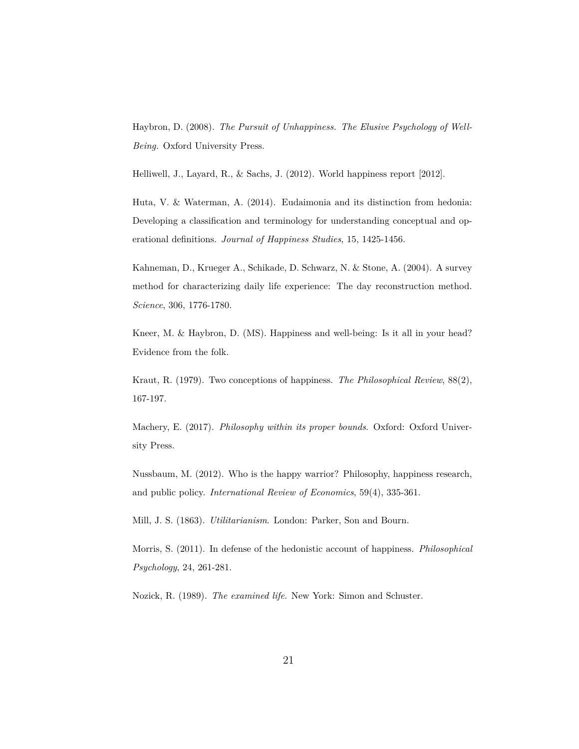Haybron, D. (2008). *The Pursuit of Unhappiness. The Elusive Psychology of Well-Being.* Oxford University Press.

Helliwell, J., Layard, R., & Sachs, J. (2012). World happiness report [2012].

Huta, V. & Waterman, A. (2014). Eudaimonia and its distinction from hedonia: Developing a classification and terminology for understanding conceptual and operational definitions. *Journal of Happiness Studies*, 15, 1425-1456.

Kahneman, D., Krueger A., Schikade, D. Schwarz, N. & Stone, A. (2004). A survey method for characterizing daily life experience: The day reconstruction method. *Science*, 306, 1776-1780.

Kneer, M. & Haybron, D. (MS). Happiness and well-being: Is it all in your head? Evidence from the folk.

Kraut, R. (1979). Two conceptions of happiness. *The Philosophical Review*, 88(2), 167-197.

Machery, E. (2017). *Philosophy within its proper bounds.* Oxford: Oxford University Press.

Nussbaum, M. (2012). Who is the happy warrior? Philosophy, happiness research, and public policy. *International Review of Economics*, 59(4), 335-361.

Mill, J. S. (1863). *Utilitarianism.* London: Parker, Son and Bourn.

Morris, S. (2011). In defense of the hedonistic account of happiness. *Philosophical Psychology*, 24, 261-281.

Nozick, R. (1989). *The examined life.* New York: Simon and Schuster.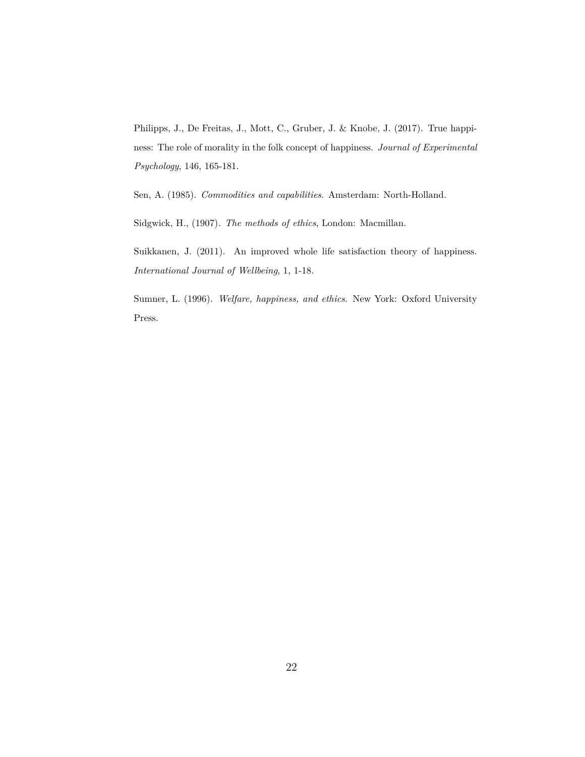Philipps, J., De Freitas, J., Mott, C., Gruber, J. & Knobe, J. (2017). True happiness: The role of morality in the folk concept of happiness. *Journal of Experimental Psychology*, 146, 165-181.

Sen, A. (1985). *Commodities and capabilities*. Amsterdam: North-Holland.

Sidgwick, H., (1907). *The methods of ethics*, London: Macmillan.

Suikkanen, J. (2011). An improved whole life satisfaction theory of happiness. *International Journal of Wellbeing*, 1, 1-18.

Sumner, L. (1996). *Welfare, happiness, and ethics*. New York: Oxford University Press.